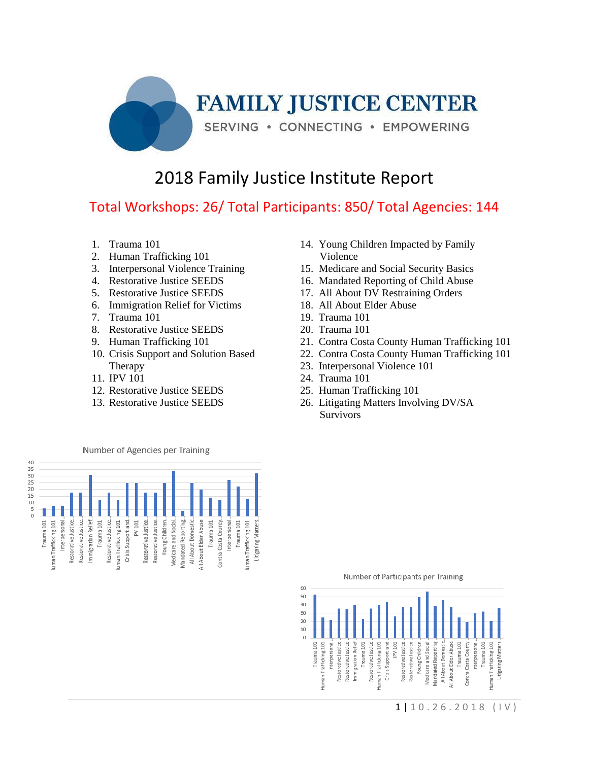# FAMILY JUSTICE CENTER

SERVING • CONNECTING • EMPOWERING

## 2018 Family Justice Institute Report

**Total Workshops: 26/ Total Participants: 850/ Total Agencies: 144**

1. Trauma 101
2. Human Trafficking 101
3. Interpersonal Violence Training
4. Restorative Justice SEEDS
5. Restorative Justice SEEDS
6. Immigration Relief for Victims
7. Trauma 101
8. Restorative Justice SEEDS
9. Human Trafficking 101
10. Crisis Support and Solution Based Therapy
11. IPV 101
12. Restorative Justice SEEDS
13. Restorative Justice SEEDS
14. Young Children Impacted by Family Violence
15. Medicare and Social Security Basics
16. Mandated Reporting of Child Abuse
17. All About DV Restraining Orders
18. All About Elder Abuse
19. Trauma 101
20. Trauma 101
21. Contra Costa County Human Trafficking 101
22. Contra Costa County Human Trafficking 101
23. Interpersonal Violence 101
24. Trauma 101
25. Human Trafficking 101
26. Litigating Matters Involving DV/SA Survivors

Number of Agencies per Training

Number of Participants per Training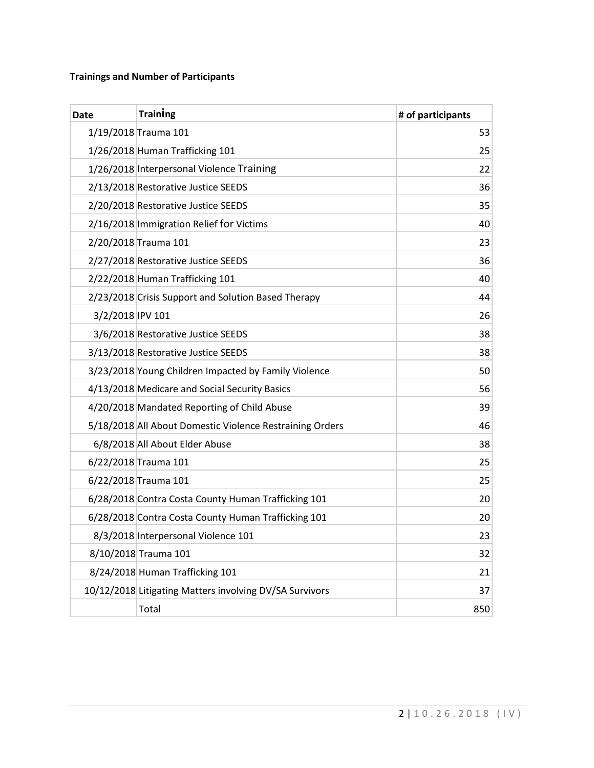**Trainings and Number of Participants**

| Date | Training | # of participants |
|---|---|---|
| 1/19/2018 | Trauma 101 | 53 |
| 1/26/2018 | Human Trafficking 101 | 25 |
| 1/26/2018 | Interpersonal Violence Training | 22 |
| 2/13/2018 | Restorative Justice SEEDS | 36 |
| 2/20/2018 | Restorative Justice SEEDS | 35 |
| 2/16/2018 | Immigration Relief for Victims | 40 |
| 2/20/2018 | Trauma 101 | 23 |
| 2/27/2018 | Restorative Justice SEEDS | 36 |
| 2/22/2018 | Human Trafficking 101 | 40 |
| 2/23/2018 | Crisis Support and Solution Based Therapy | 44 |
| 3/2/2018 | IPV 101 | 26 |
| 3/6/2018 | Restorative Justice SEEDS | 38 |
| 3/13/2018 | Restorative Justice SEEDS | 38 |
| 3/23/2018 | Young Children Impacted by Family Violence | 50 |
| 4/13/2018 | Medicare and Social Security Basics | 56 |
| 4/20/2018 | Mandated Reporting of Child Abuse | 39 |
| 5/18/2018 | All About Domestic Violence Restraining Orders | 46 |
| 6/8/2018 | All About Elder Abuse | 38 |
| 6/22/2018 | Trauma 101 | 25 |
| 6/22/2018 | Trauma 101 | 25 |
| 6/28/2018 | Contra Costa County Human Trafficking 101 | 20 |
| 6/28/2018 | Contra Costa County Human Trafficking 101 | 20 |
| 8/3/2018 | Interpersonal Violence 101 | 23 |
| 8/10/2018 | Trauma 101 | 32 |
| 8/24/2018 | Human Trafficking 101 | 21 |
| 10/12/2018 | Litigating Matters involving DV/SA Survivors | 37 |
| | Total | 850 |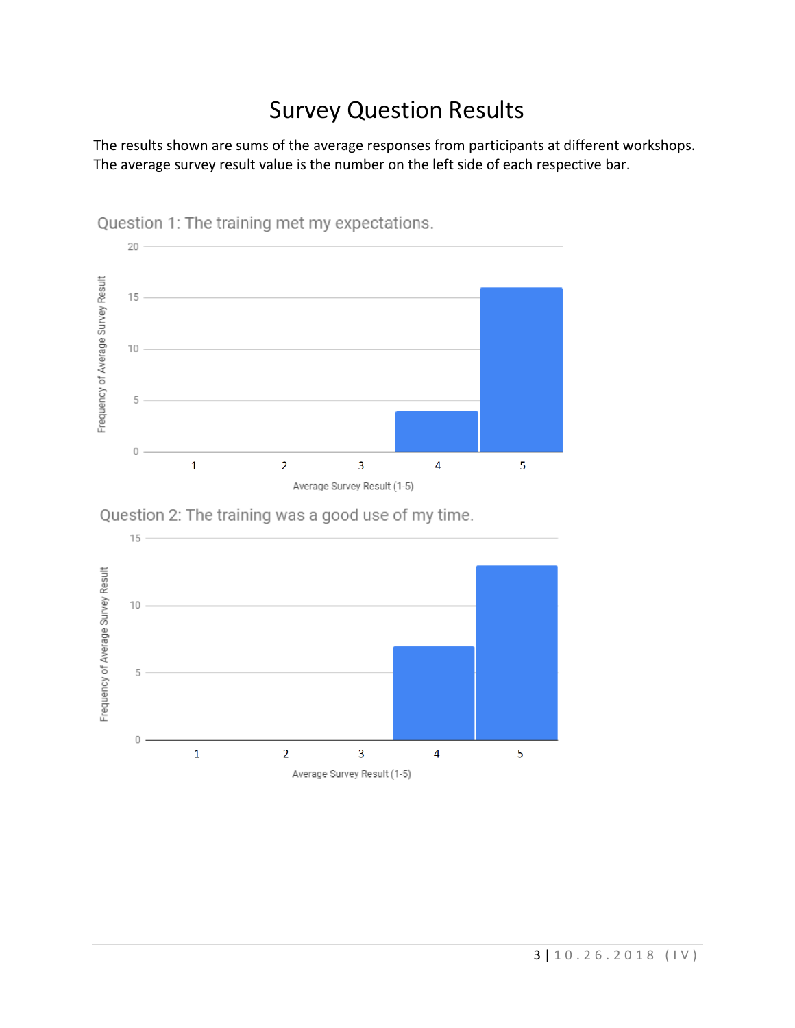# Survey Question Results

The results shown are sums of the average responses from participants at different workshops. The average survey result value is the number on the left side of each respective bar.

Question 1: The training met my expectations.

Question 2: The training was a good use of my time.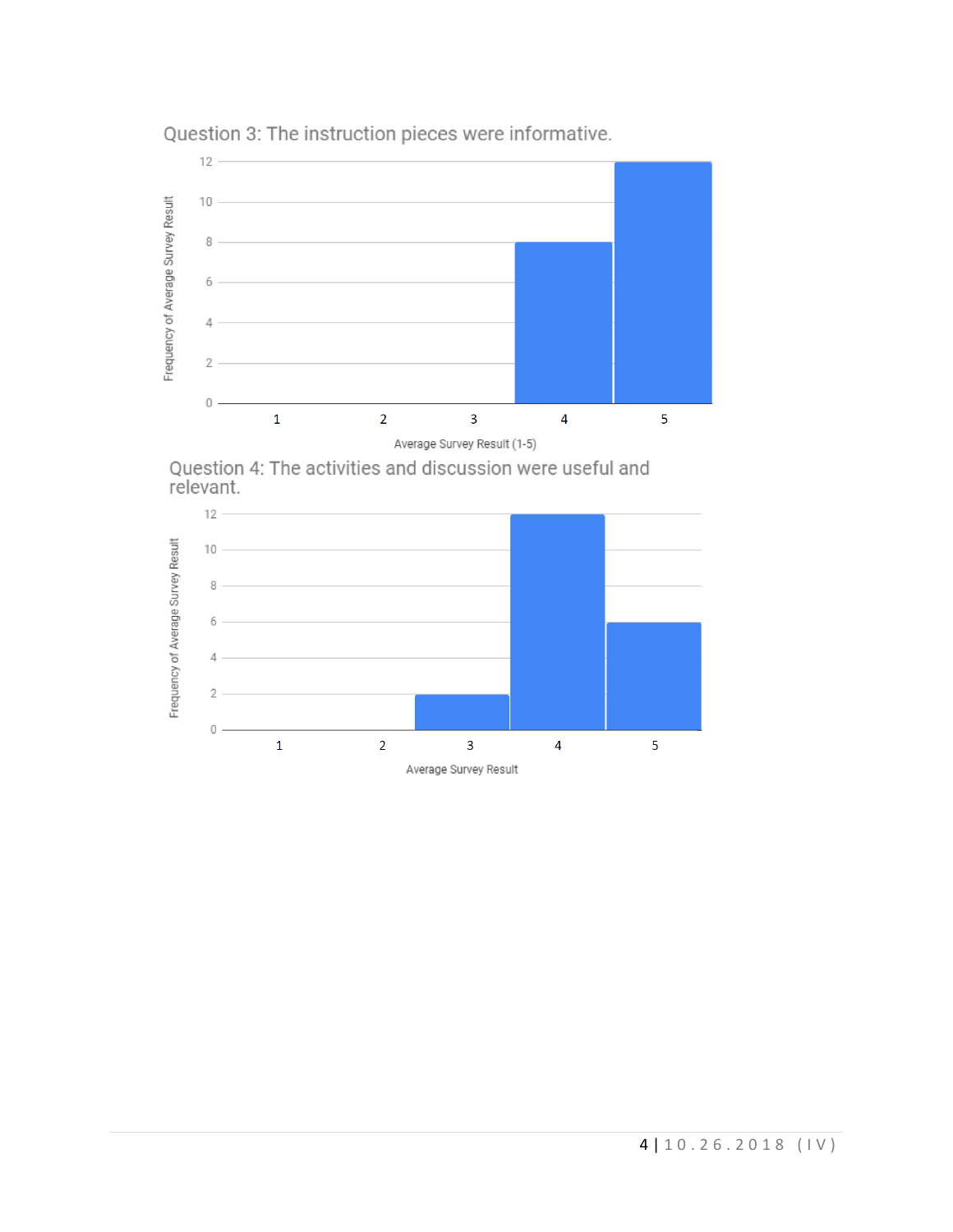Question 3: The instruction pieces were informative.

Question 4: The activities and discussion were useful and relevant.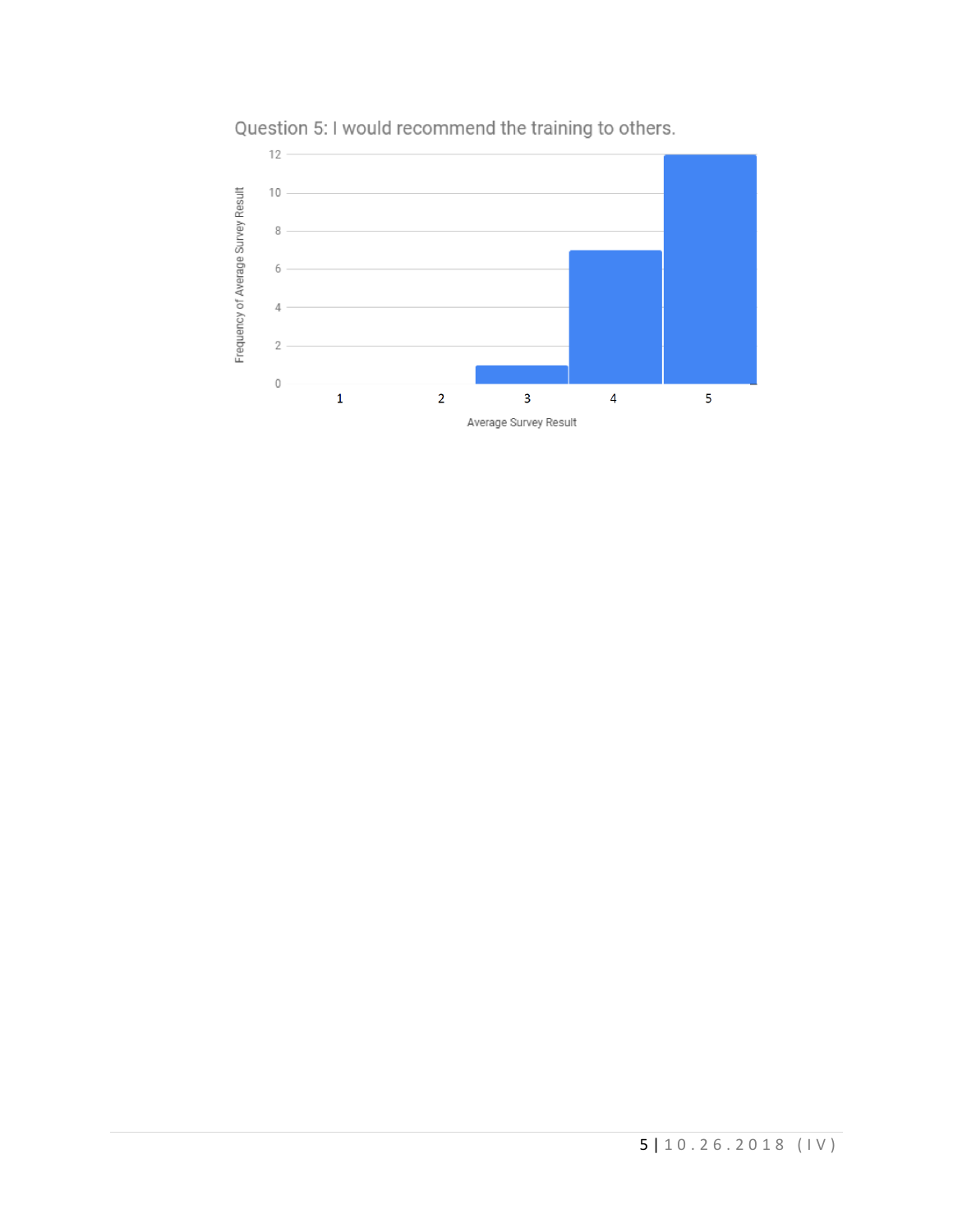Question 5: I would recommend the training to others.

Frequency of Average Survey Result

0
2
4
6
8
10
12

1
2
3
4
5

Average Survey Result